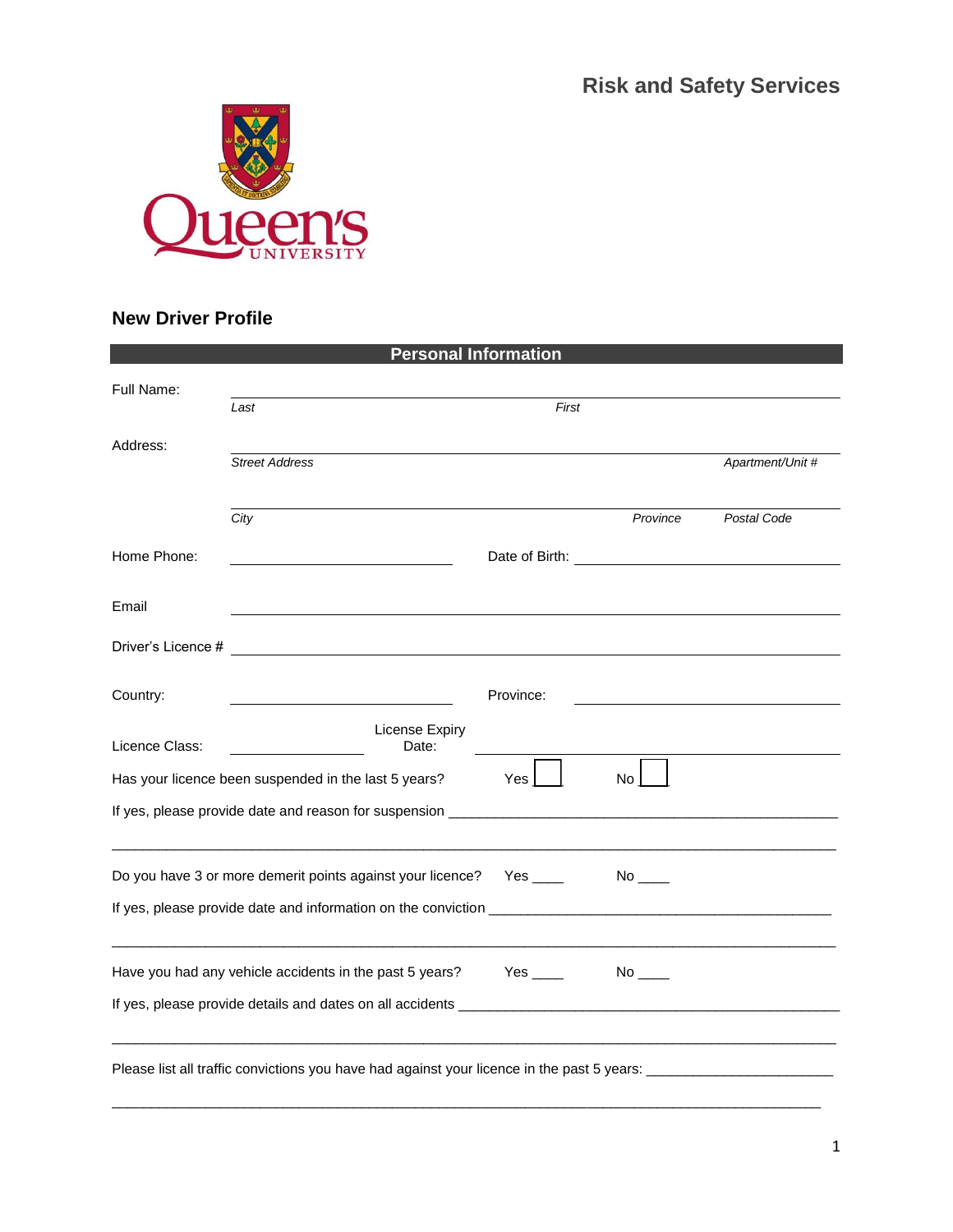# Risk and Safety Services

Queen's University

## New Driver Profile

**Personal Information**

Full Name: ______________________________________________
*Last* *First*

Address: ______________________________________________
*Street Address* *Apartment/Unit #*

______________________________________________
*City* *Province* *Postal Code*

Home Phone: ____________________ Date of Birth: ____________________

Email ______________________________________________

Driver's Licence # ______________________________________________

Country: ____________________ Province: ____________________

Licence Class: ______________ License Expiry Date: ____________________

Has your licence been suspended in the last 5 years? Yes ☐ No ☐

If yes, please provide date and reason for suspension ______________________________________________

______________________________________________

Do you have 3 or more demerit points against your licence? Yes ____ No ____

If yes, please provide date and information on the conviction ______________________________________________

______________________________________________

Have you had any vehicle accidents in the past 5 years? Yes ____ No ____

If yes, please provide details and dates on all accidents ______________________________________________

______________________________________________

Please list all traffic convictions you have had against your licence in the past 5 years: ________________________

______________________________________________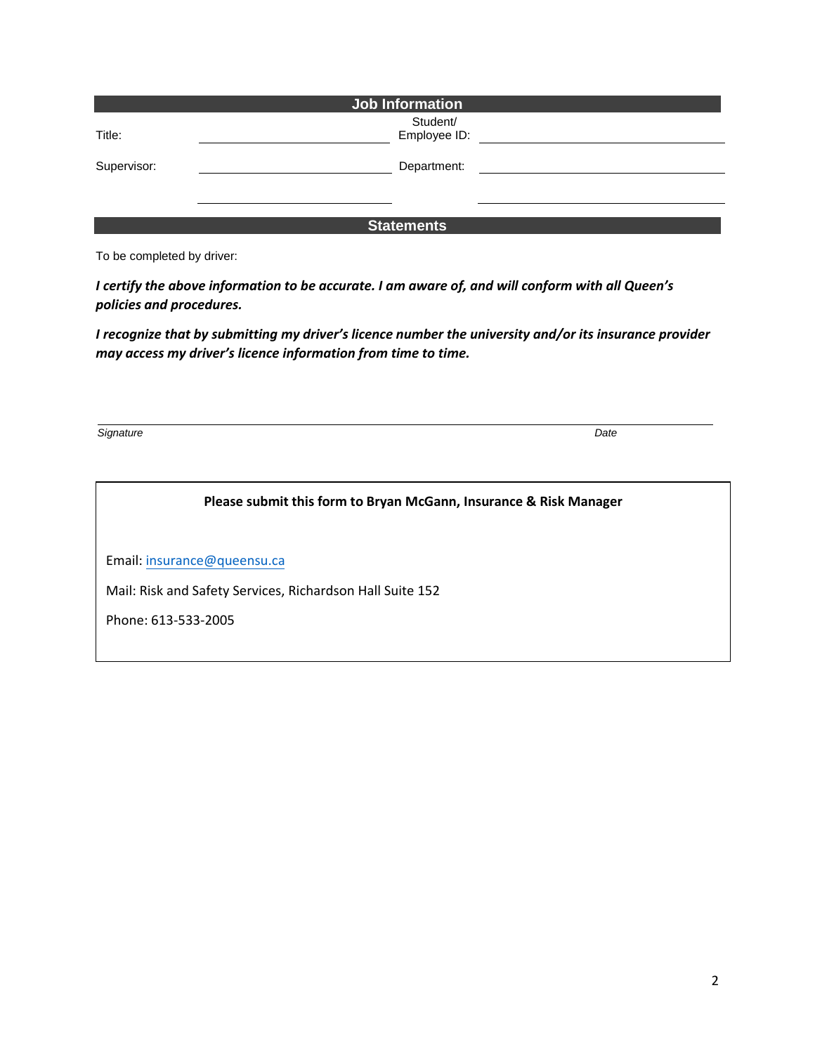## Job Information

| | | | |
|---|---|---|---|
| Title: | | Student/ Employee ID: | |
| Supervisor: | | Department: | |
| | | | |

## Statements

To be completed by driver:

***I certify the above information to be accurate. I am aware of, and will conform with all Queen's policies and procedures.***

***I recognize that by submitting my driver's licence number the university and/or its insurance provider may access my driver's licence information from time to time.***

*Signature* *Date*

**Please submit this form to Bryan McGann, Insurance & Risk Manager**

Email: insurance@queensu.ca

Mail: Risk and Safety Services, Richardson Hall Suite 152

Phone: 613-533-2005